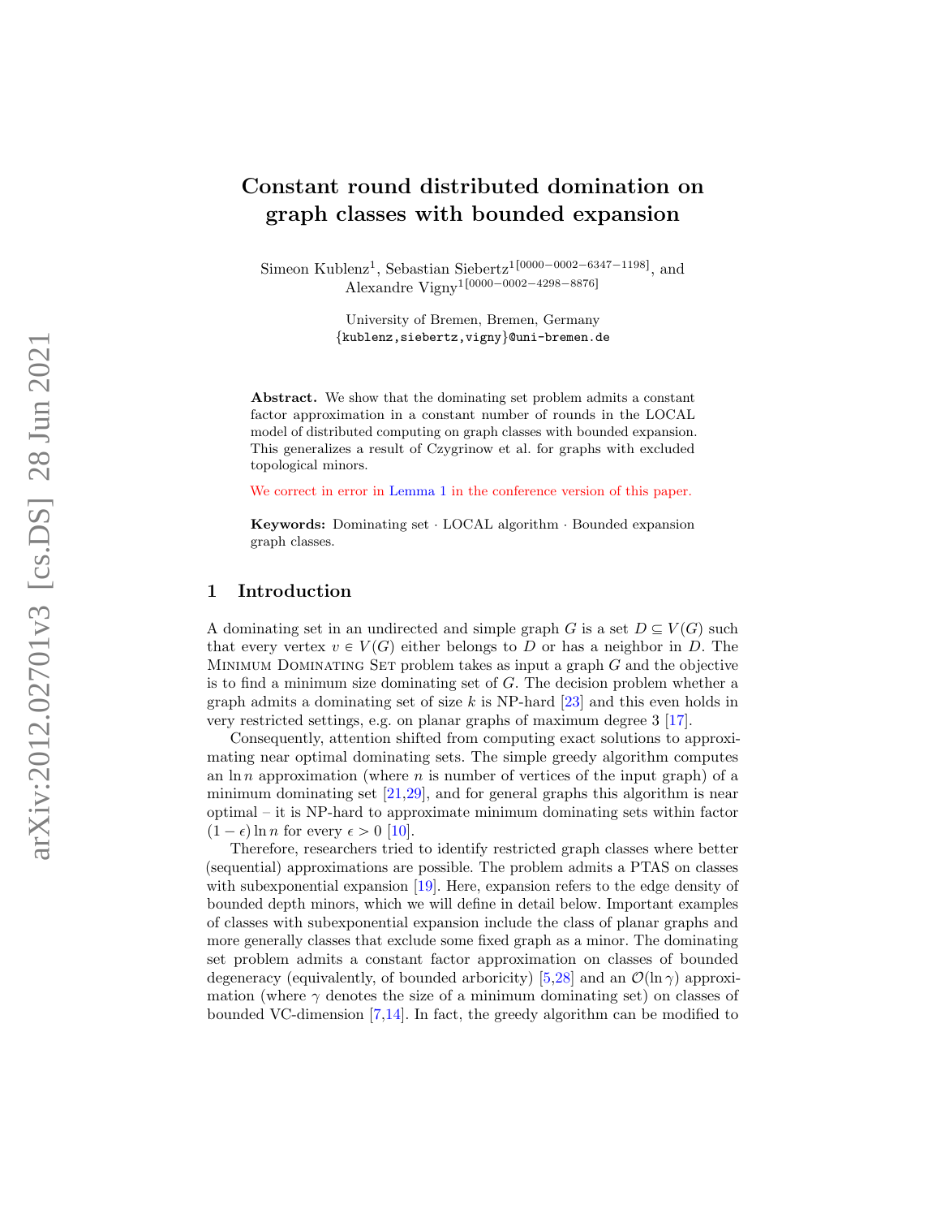# Constant round distributed domination on graph classes with bounded expansion

Simeon Kublenz[1], Sebastian Siebertz[1[0000-0002-6347-1198]], and Alexandre Vigny[1[0000-0002-4298-8876]]

University of Bremen, Bremen, Germany
{kublenz,siebertz,vigny}@uni-bremen.de

**Abstract.** We show that the dominating set problem admits a constant factor approximation in a constant number of rounds in the LOCAL model of distributed computing on graph classes with bounded expansion. This generalizes a result of Czygrinow et al. for graphs with excluded topological minors.

We correct in error in Lemma 1 in the conference version of this paper.

**Keywords:** Dominating set · LOCAL algorithm · Bounded expansion graph classes.

## 1 Introduction

A dominating set in an undirected and simple graph $G$ is a set $D \subseteq V(G)$ such that every vertex $v \in V(G)$ either belongs to $D$ or has a neighbor in $D$. The Minimum Dominating Set problem takes as input a graph $G$ and the objective is to find a minimum size dominating set of $G$. The decision problem whether a graph admits a dominating set of size $k$ is NP-hard [23] and this even holds in very restricted settings, e.g. on planar graphs of maximum degree 3 [17].

Consequently, attention shifted from computing exact solutions to approximating near optimal dominating sets. The simple greedy algorithm computes an $\ln n$ approximation (where $n$ is number of vertices of the input graph) of a minimum dominating set [21,29], and for general graphs this algorithm is near optimal – it is NP-hard to approximate minimum dominating sets within factor $(1 - \epsilon) \ln n$ for every $\epsilon > 0$ [10].

Therefore, researchers tried to identify restricted graph classes where better (sequential) approximations are possible. The problem admits a PTAS on classes with subexponential expansion [19]. Here, expansion refers to the edge density of bounded depth minors, which we will define in detail below. Important examples of classes with subexponential expansion include the class of planar graphs and more generally classes that exclude some fixed graph as a minor. The dominating set problem admits a constant factor approximation on classes of bounded degeneracy (equivalently, of bounded arboricity) [5,28] and an $\mathcal{O}(\ln \gamma)$ approximation (where $\gamma$ denotes the size of a minimum dominating set) on classes of bounded VC-dimension [7,14]. In fact, the greedy algorithm can be modified to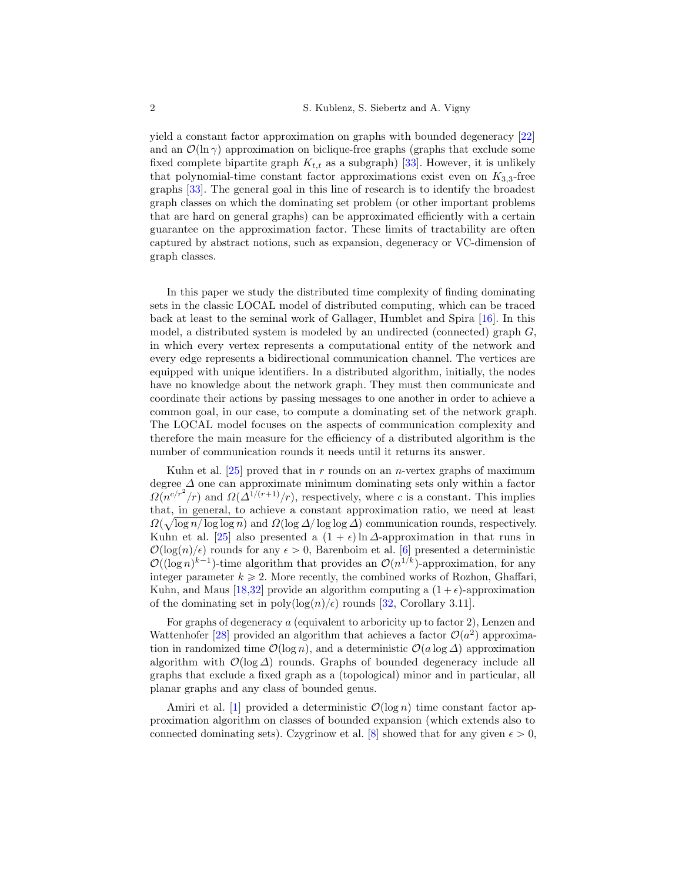yield a constant factor approximation on graphs with bounded degeneracy [22] and an $\mathcal{O}(\ln \gamma)$ approximation on biclique-free graphs (graphs that exclude some fixed complete bipartite graph $K_{t,t}$ as a subgraph) [33]. However, it is unlikely that polynomial-time constant factor approximations exist even on $K_{3,3}$-free graphs [33]. The general goal in this line of research is to identify the broadest graph classes on which the dominating set problem (or other important problems that are hard on general graphs) can be approximated efficiently with a certain guarantee on the approximation factor. These limits of tractability are often captured by abstract notions, such as expansion, degeneracy or VC-dimension of graph classes.

In this paper we study the distributed time complexity of finding dominating sets in the classic LOCAL model of distributed computing, which can be traced back at least to the seminal work of Gallager, Humblet and Spira [16]. In this model, a distributed system is modeled by an undirected (connected) graph $G$, in which every vertex represents a computational entity of the network and every edge represents a bidirectional communication channel. The vertices are equipped with unique identifiers. In a distributed algorithm, initially, the nodes have no knowledge about the network graph. They must then communicate and coordinate their actions by passing messages to one another in order to achieve a common goal, in our case, to compute a dominating set of the network graph. The LOCAL model focuses on the aspects of communication complexity and therefore the main measure for the efficiency of a distributed algorithm is the number of communication rounds it needs until it returns its answer.

Kuhn et al. [25] proved that in $r$ rounds on an $n$-vertex graphs of maximum degree $\Delta$ one can approximate minimum dominating sets only within a factor $\Omega(n^{c/r^2}/r)$ and $\Omega(\Delta^{1/(r+1)}/r)$, respectively, where $c$ is a constant. This implies that, in general, to achieve a constant approximation ratio, we need at least $\Omega(\sqrt{\log n/\log\log n})$ and $\Omega(\log \Delta/\log\log \Delta)$ communication rounds, respectively. Kuhn et al. [25] also presented a $(1+\epsilon)\ln \Delta$-approximation in that runs in $\mathcal{O}(\log(n)/\epsilon)$ rounds for any $\epsilon > 0$, Barenboim et al. [6] presented a deterministic $\mathcal{O}((\log n)^{k-1})$-time algorithm that provides an $\mathcal{O}(n^{1/k})$-approximation, for any integer parameter $k \geqslant 2$. More recently, the combined works of Rozhon, Ghaffari, Kuhn, and Maus [18,32] provide an algorithm computing a $(1+\epsilon)$-approximation of the dominating set in $\mathrm{poly}(\log(n)/\epsilon)$ rounds [32, Corollary 3.11].

For graphs of degeneracy $a$ (equivalent to arboricity up to factor 2), Lenzen and Wattenhofer [28] provided an algorithm that achieves a factor $\mathcal{O}(a^2)$ approximation in randomized time $\mathcal{O}(\log n)$, and a deterministic $\mathcal{O}(a \log \Delta)$ approximation algorithm with $\mathcal{O}(\log \Delta)$ rounds. Graphs of bounded degeneracy include all graphs that exclude a fixed graph as a (topological) minor and in particular, all planar graphs and any class of bounded genus.

Amiri et al. [1] provided a deterministic $\mathcal{O}(\log n)$ time constant factor approximation algorithm on classes of bounded expansion (which extends also to connected dominating sets). Czygrinow et al. [8] showed that for any given $\epsilon > 0$,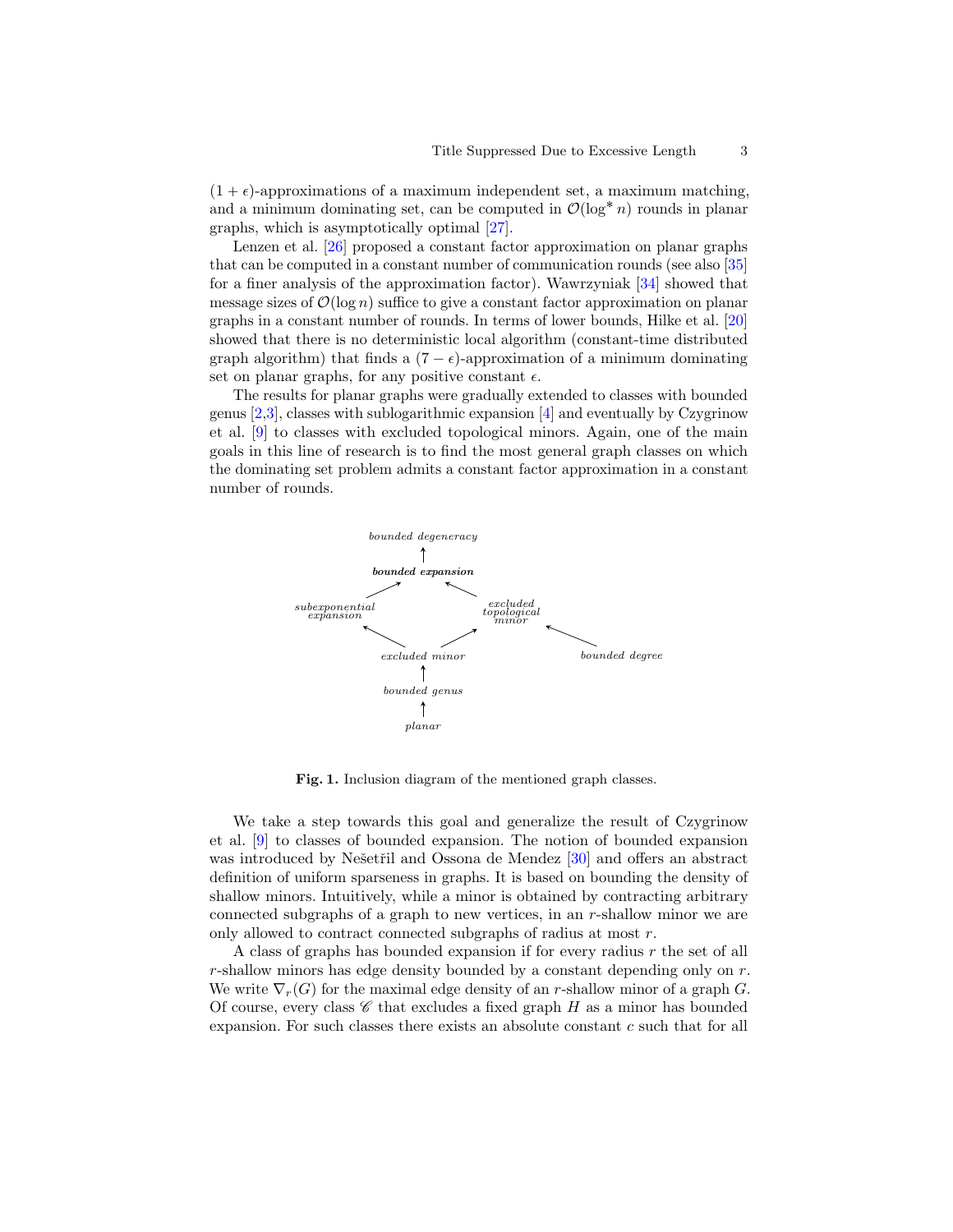$(1+\epsilon)$-approximations of a maximum independent set, a maximum matching, and a minimum dominating set, can be computed in $\mathcal{O}(\log^* n)$ rounds in planar graphs, which is asymptotically optimal [27].

Lenzen et al. [26] proposed a constant factor approximation on planar graphs that can be computed in a constant number of communication rounds (see also [35] for a finer analysis of the approximation factor). Wawrzyniak [34] showed that message sizes of $\mathcal{O}(\log n)$ suffice to give a constant factor approximation on planar graphs in a constant number of rounds. In terms of lower bounds, Hilke et al. [20] showed that there is no deterministic local algorithm (constant-time distributed graph algorithm) that finds a $(7-\epsilon)$-approximation of a minimum dominating set on planar graphs, for any positive constant $\epsilon$.

The results for planar graphs were gradually extended to classes with bounded genus [2,3], classes with sublogarithmic expansion [4] and eventually by Czygrinow et al. [9] to classes with excluded topological minors. Again, one of the main goals in this line of research is to find the most general graph classes on which the dominating set problem admits a constant factor approximation in a constant number of rounds.

*bounded degeneracy* ← ***bounded expansion*** ← *subexponential expansion*, *excluded topological minor*; *subexponential expansion* ← *excluded minor*; *excluded topological minor* ← *excluded minor*, *bounded degree*; *excluded minor* ← *bounded genus* ← *planar*

**Fig. 1.** Inclusion diagram of the mentioned graph classes.

We take a step towards this goal and generalize the result of Czygrinow et al. [9] to classes of bounded expansion. The notion of bounded expansion was introduced by Nešetřil and Ossona de Mendez [30] and offers an abstract definition of uniform sparseness in graphs. It is based on bounding the density of shallow minors. Intuitively, while a minor is obtained by contracting arbitrary connected subgraphs of a graph to new vertices, in an $r$-shallow minor we are only allowed to contract connected subgraphs of radius at most $r$.

A class of graphs has bounded expansion if for every radius $r$ the set of all $r$-shallow minors has edge density bounded by a constant depending only on $r$. We write $\nabla_r(G)$ for the maximal edge density of an $r$-shallow minor of a graph $G$. Of course, every class $\mathscr{C}$ that excludes a fixed graph $H$ as a minor has bounded expansion. For such classes there exists an absolute constant $c$ such that for all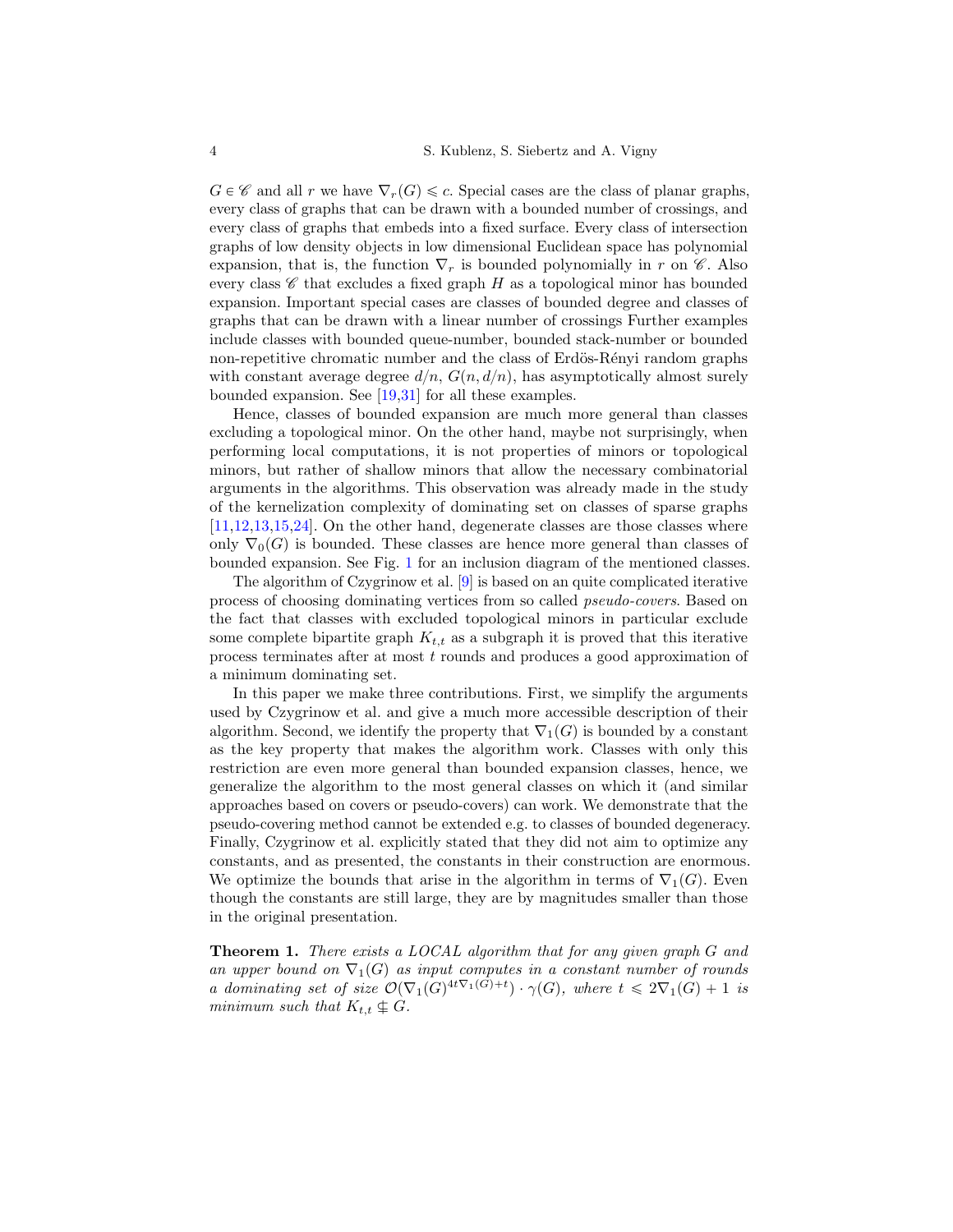$G \in \mathscr{C}$ and all $r$ we have $\nabla_r(G) \leqslant c$. Special cases are the class of planar graphs, every class of graphs that can be drawn with a bounded number of crossings, and every class of graphs that embeds into a fixed surface. Every class of intersection graphs of low density objects in low dimensional Euclidean space has polynomial expansion, that is, the function $\nabla_r$ is bounded polynomially in $r$ on $\mathscr{C}$. Also every class $\mathscr{C}$ that excludes a fixed graph $H$ as a topological minor has bounded expansion. Important special cases are classes of bounded degree and classes of graphs that can be drawn with a linear number of crossings Further examples include classes with bounded queue-number, bounded stack-number or bounded non-repetitive chromatic number and the class of Erdös-Rényi random graphs with constant average degree $d/n$, $G(n, d/n)$, has asymptotically almost surely bounded expansion. See [19,31] for all these examples.

Hence, classes of bounded expansion are much more general than classes excluding a topological minor. On the other hand, maybe not surprisingly, when performing local computations, it is not properties of minors or topological minors, but rather of shallow minors that allow the necessary combinatorial arguments in the algorithms. This observation was already made in the study of the kernelization complexity of dominating set on classes of sparse graphs [11,12,13,15,24]. On the other hand, degenerate classes are those classes where only $\nabla_0(G)$ is bounded. These classes are hence more general than classes of bounded expansion. See Fig. 1 for an inclusion diagram of the mentioned classes.

The algorithm of Czygrinow et al. [9] is based on an quite complicated iterative process of choosing dominating vertices from so called *pseudo-covers*. Based on the fact that classes with excluded topological minors in particular exclude some complete bipartite graph $K_{t,t}$ as a subgraph it is proved that this iterative process terminates after at most $t$ rounds and produces a good approximation of a minimum dominating set.

In this paper we make three contributions. First, we simplify the arguments used by Czygrinow et al. and give a much more accessible description of their algorithm. Second, we identify the property that $\nabla_1(G)$ is bounded by a constant as the key property that makes the algorithm work. Classes with only this restriction are even more general than bounded expansion classes, hence, we generalize the algorithm to the most general classes on which it (and similar approaches based on covers or pseudo-covers) can work. We demonstrate that the pseudo-covering method cannot be extended e.g. to classes of bounded degeneracy. Finally, Czygrinow et al. explicitly stated that they did not aim to optimize any constants, and as presented, the constants in their construction are enormous. We optimize the bounds that arise in the algorithm in terms of $\nabla_1(G)$. Even though the constants are still large, they are by magnitudes smaller than those in the original presentation.

**Theorem 1.** *There exists a LOCAL algorithm that for any given graph $G$ and an upper bound on $\nabla_1(G)$ as input computes in a constant number of rounds a dominating set of size $\mathcal{O}(\nabla_1(G)^{4t\nabla_1(G)+t}) \cdot \gamma(G)$, where $t \leqslant 2\nabla_1(G) + 1$ is minimum such that $K_{t,t} \nsubseteq G$.*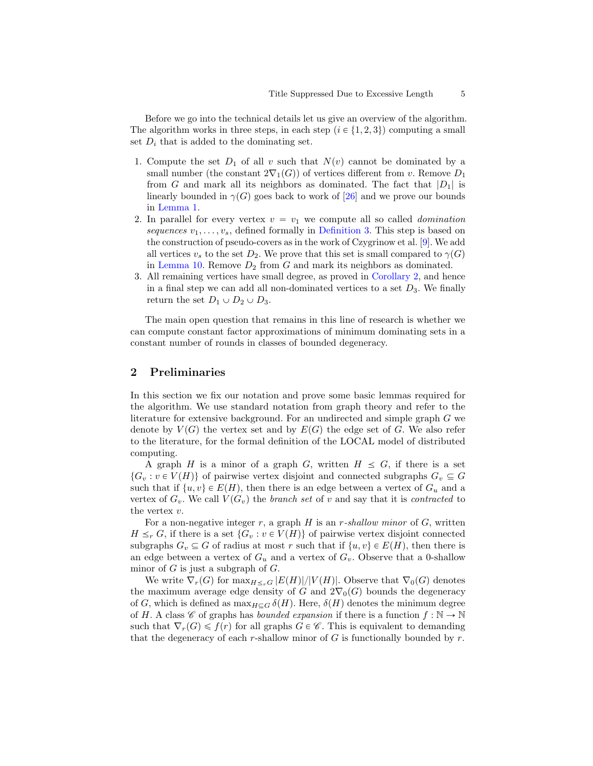Before we go into the technical details let us give an overview of the algorithm. The algorithm works in three steps, in each step ($i \in \{1,2,3\}$) computing a small set $D_i$ that is added to the dominating set.

1. Compute the set $D_1$ of all $v$ such that $N(v)$ cannot be dominated by a small number (the constant $2\nabla_1(G)$) of vertices different from $v$. Remove $D_1$ from $G$ and mark all its neighbors as dominated. The fact that $|D_1|$ is linearly bounded in $\gamma(G)$ goes back to work of [26] and we prove our bounds in Lemma 1.
2. In parallel for every vertex $v = v_1$ we compute all so called *domination sequences* $v_1, \ldots, v_s$, defined formally in Definition 3. This step is based on the construction of pseudo-covers as in the work of Czygrinow et al. [9]. We add all vertices $v_s$ to the set $D_2$. We prove that this set is small compared to $\gamma(G)$ in Lemma 10. Remove $D_2$ from $G$ and mark its neighbors as dominated.
3. All remaining vertices have small degree, as proved in Corollary 2, and hence in a final step we can add all non-dominated vertices to a set $D_3$. We finally return the set $D_1 \cup D_2 \cup D_3$.

The main open question that remains in this line of research is whether we can compute constant factor approximations of minimum dominating sets in a constant number of rounds in classes of bounded degeneracy.

## 2 Preliminaries

In this section we fix our notation and prove some basic lemmas required for the algorithm. We use standard notation from graph theory and refer to the literature for extensive background. For an undirected and simple graph $G$ we denote by $V(G)$ the vertex set and by $E(G)$ the edge set of $G$. We also refer to the literature, for the formal definition of the LOCAL model of distributed computing.

A graph $H$ is a minor of a graph $G$, written $H \preceq G$, if there is a set $\{G_v : v \in V(H)\}$ of pairwise vertex disjoint and connected subgraphs $G_v \subseteq G$ such that if $\{u, v\} \in E(H)$, then there is an edge between a vertex of $G_u$ and a vertex of $G_v$. We call $V(G_v)$ the *branch set* of $v$ and say that it is *contracted* to the vertex $v$.

For a non-negative integer $r$, a graph $H$ is an *r-shallow minor* of $G$, written $H \preceq_r G$, if there is a set $\{G_v : v \in V(H)\}$ of pairwise vertex disjoint connected subgraphs $G_v \subseteq G$ of radius at most $r$ such that if $\{u, v\} \in E(H)$, then there is an edge between a vertex of $G_u$ and a vertex of $G_v$. Observe that a 0-shallow minor of $G$ is just a subgraph of $G$.

We write $\nabla_r(G)$ for $\max_{H \preceq_r G} |E(H)|/|V(H)|$. Observe that $\nabla_0(G)$ denotes the maximum average edge density of $G$ and $2\nabla_0(G)$ bounds the degeneracy of $G$, which is defined as $\max_{H \subseteq G} \delta(H)$. Here, $\delta(H)$ denotes the minimum degree of $H$. A class $\mathscr{C}$ of graphs has *bounded expansion* if there is a function $f : \mathbb{N} \to \mathbb{N}$ such that $\nabla_r(G) \leqslant f(r)$ for all graphs $G \in \mathscr{C}$. This is equivalent to demanding that the degeneracy of each $r$-shallow minor of $G$ is functionally bounded by $r$.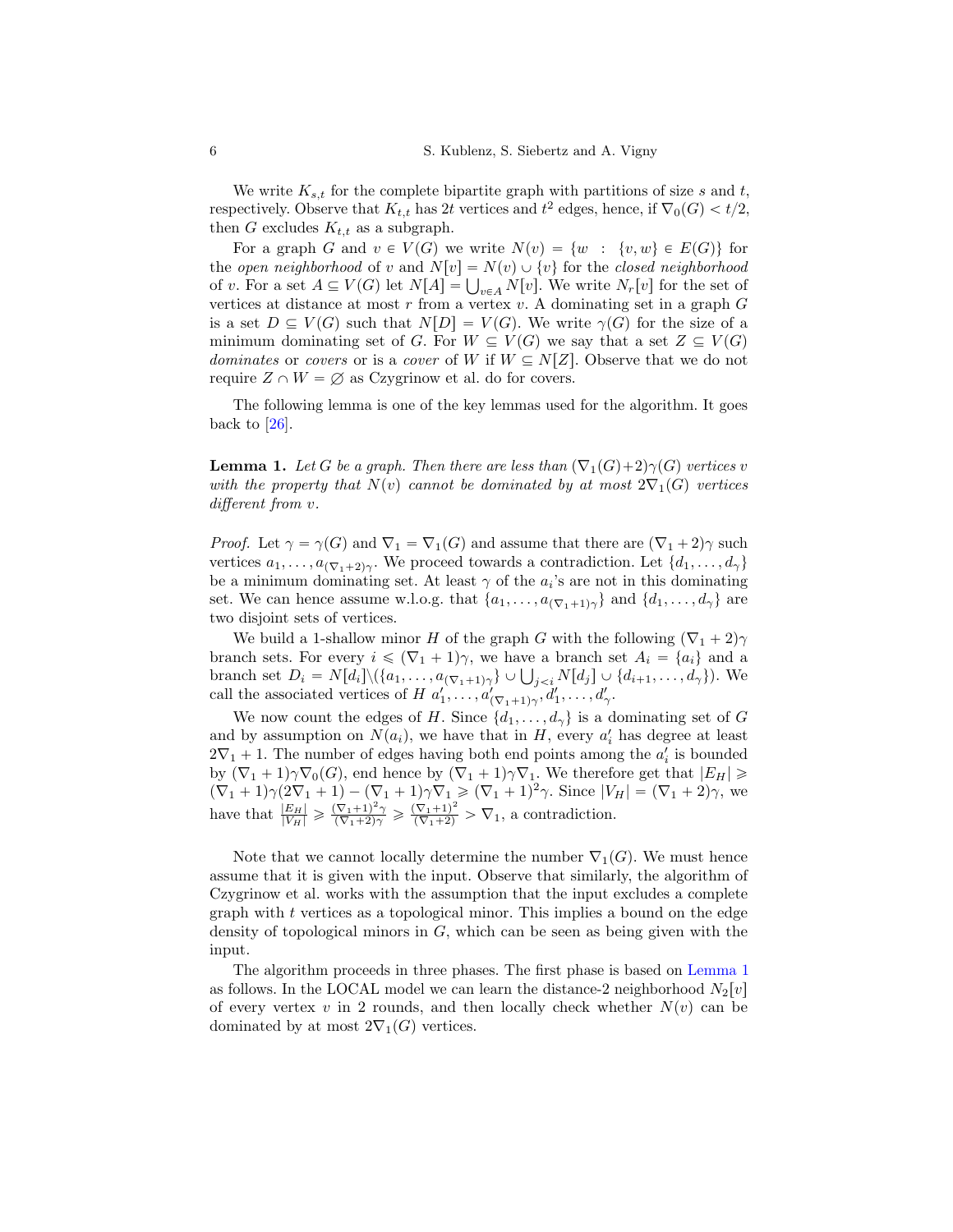We write $K_{s,t}$ for the complete bipartite graph with partitions of size $s$ and $t$, respectively. Observe that $K_{t,t}$ has $2t$ vertices and $t^2$ edges, hence, if $\nabla_0(G) < t/2$, then $G$ excludes $K_{t,t}$ as a subgraph.

For a graph $G$ and $v \in V(G)$ we write $N(v) = \{w : \{v,w\} \in E(G)\}$ for the *open neighborhood* of $v$ and $N[v] = N(v) \cup \{v\}$ for the *closed neighborhood* of $v$. For a set $A \subseteq V(G)$ let $N[A] = \bigcup_{v \in A} N[v]$. We write $N_r[v]$ for the set of vertices at distance at most $r$ from a vertex $v$. A dominating set in a graph $G$ is a set $D \subseteq V(G)$ such that $N[D] = V(G)$. We write $\gamma(G)$ for the size of a minimum dominating set of $G$. For $W \subseteq V(G)$ we say that a set $Z \subseteq V(G)$ *dominates* or *covers* or is a *cover* of $W$ if $W \subseteq N[Z]$. Observe that we do not require $Z \cap W = \varnothing$ as Czygrinow et al. do for covers.

The following lemma is one of the key lemmas used for the algorithm. It goes back to [26].

**Lemma 1.** *Let $G$ be a graph. Then there are less than $(\nabla_1(G)+2)\gamma(G)$ vertices $v$ with the property that $N(v)$ cannot be dominated by at most $2\nabla_1(G)$ vertices different from $v$.*

*Proof.* Let $\gamma = \gamma(G)$ and $\nabla_1 = \nabla_1(G)$ and assume that there are $(\nabla_1 + 2)\gamma$ such vertices $a_1, \ldots, a_{(\nabla_1+2)\gamma}$. We proceed towards a contradiction. Let $\{d_1, \ldots, d_\gamma\}$ be a minimum dominating set. At least $\gamma$ of the $a_i$'s are not in this dominating set. We can hence assume w.l.o.g. that $\{a_1, \ldots, a_{(\nabla_1+1)\gamma}\}$ and $\{d_1, \ldots, d_\gamma\}$ are two disjoint sets of vertices.

We build a 1-shallow minor $H$ of the graph $G$ with the following $(\nabla_1 + 2)\gamma$ branch sets. For every $i \leqslant (\nabla_1 + 1)\gamma$, we have a branch set $A_i = \{a_i\}$ and a branch set $D_i = N[d_i] \setminus (\{a_1, \ldots, a_{(\nabla_1+1)\gamma}\} \cup \bigcup_{j<i} N[d_j] \cup \{d_{i+1}, \ldots, d_\gamma\})$. We call the associated vertices of $H$ $a'_1, \ldots, a'_{(\nabla_1+1)\gamma}, d'_1, \ldots, d'_\gamma$.

We now count the edges of $H$. Since $\{d_1, \ldots, d_\gamma\}$ is a dominating set of $G$ and by assumption on $N(a_i)$, we have that in $H$, every $a'_i$ has degree at least $2\nabla_1 + 1$. The number of edges having both end points among the $a'_i$ is bounded by $(\nabla_1 + 1)\gamma\nabla_0(G)$, end hence by $(\nabla_1 + 1)\gamma\nabla_1$. We therefore get that $|E_H| \geqslant (\nabla_1 + 1)\gamma(2\nabla_1 + 1) - (\nabla_1 + 1)\gamma\nabla_1 \geqslant (\nabla_1 + 1)^2\gamma$. Since $|V_H| = (\nabla_1 + 2)\gamma$, we have that $\frac{|E_H|}{|V_H|} \geqslant \frac{(\nabla_1+1)^2\gamma}{(\nabla_1+2)\gamma} \geqslant \frac{(\nabla_1+1)^2}{(\nabla_1+2)} > \nabla_1$, a contradiction.

Note that we cannot locally determine the number $\nabla_1(G)$. We must hence assume that it is given with the input. Observe that similarly, the algorithm of Czygrinow et al. works with the assumption that the input excludes a complete graph with $t$ vertices as a topological minor. This implies a bound on the edge density of topological minors in $G$, which can be seen as being given with the input.

The algorithm proceeds in three phases. The first phase is based on Lemma 1 as follows. In the LOCAL model we can learn the distance-2 neighborhood $N_2[v]$ of every vertex $v$ in 2 rounds, and then locally check whether $N(v)$ can be dominated by at most $2\nabla_1(G)$ vertices.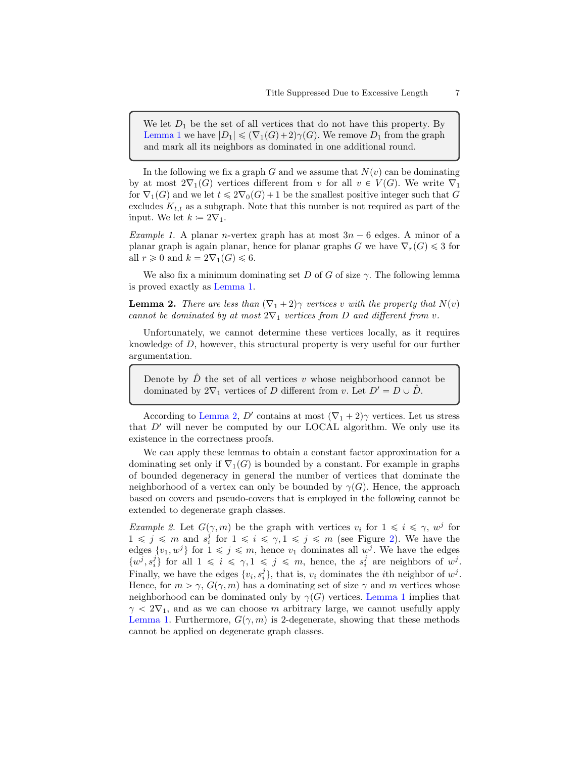> We let $D_1$ be the set of all vertices that do not have this property. By Lemma 1 we have $|D_1| \leqslant (\nabla_1(G)+2)\gamma(G)$. We remove $D_1$ from the graph and mark all its neighbors as dominated in one additional round.

In the following we fix a graph $G$ and we assume that $N(v)$ can be dominating by at most $2\nabla_1(G)$ vertices different from $v$ for all $v \in V(G)$. We write $\nabla_1$ for $\nabla_1(G)$ and we let $t \leqslant 2\nabla_0(G)+1$ be the smallest positive integer such that $G$ excludes $K_{t,t}$ as a subgraph. Note that this number is not required as part of the input. We let $k \coloneqq 2\nabla_1$.

*Example 1.* A planar $n$-vertex graph has at most $3n-6$ edges. A minor of a planar graph is again planar, hence for planar graphs $G$ we have $\nabla_r(G) \leqslant 3$ for all $r \geqslant 0$ and $k = 2\nabla_1(G) \leqslant 6$.

We also fix a minimum dominating set $D$ of $G$ of size $\gamma$. The following lemma is proved exactly as Lemma 1.

**Lemma 2.** *There are less than $(\nabla_1+2)\gamma$ vertices $v$ with the property that $N(v)$ cannot be dominated by at most $2\nabla_1$ vertices from $D$ and different from $v$.*

Unfortunately, we cannot determine these vertices locally, as it requires knowledge of $D$, however, this structural property is very useful for our further argumentation.

> Denote by $\hat{D}$ the set of all vertices $v$ whose neighborhood cannot be dominated by $2\nabla_1$ vertices of $D$ different from $v$. Let $D' = D \cup \hat{D}$.

According to Lemma 2, $D'$ contains at most $(\nabla_1+2)\gamma$ vertices. Let us stress that $D'$ will never be computed by our LOCAL algorithm. We only use its existence in the correctness proofs.

We can apply these lemmas to obtain a constant factor approximation for a dominating set only if $\nabla_1(G)$ is bounded by a constant. For example in graphs of bounded degeneracy in general the number of vertices that dominate the neighborhood of a vertex can only be bounded by $\gamma(G)$. Hence, the approach based on covers and pseudo-covers that is employed in the following cannot be extended to degenerate graph classes.

*Example 2.* Let $G(\gamma, m)$ be the graph with vertices $v_i$ for $1 \leqslant i \leqslant \gamma$, $w^j$ for $1 \leqslant j \leqslant m$ and $s_i^j$ for $1 \leqslant i \leqslant \gamma, 1 \leqslant j \leqslant m$ (see Figure 2). We have the edges $\{v_1, w^j\}$ for $1 \leqslant j \leqslant m$, hence $v_1$ dominates all $w^j$. We have the edges $\{w^j, s_i^j\}$ for all $1 \leqslant i \leqslant \gamma, 1 \leqslant j \leqslant m$, hence, the $s_i^j$ are neighbors of $w^j$. Finally, we have the edges $\{v_i, s_i^j\}$, that is, $v_i$ dominates the $i$th neighbor of $w^j$. Hence, for $m > \gamma$, $G(\gamma, m)$ has a dominating set of size $\gamma$ and $m$ vertices whose neighborhood can be dominated only by $\gamma(G)$ vertices. Lemma 1 implies that $\gamma < 2\nabla_1$, and as we can choose $m$ arbitrary large, we cannot usefully apply Lemma 1. Furthermore, $G(\gamma, m)$ is 2-degenerate, showing that these methods cannot be applied on degenerate graph classes.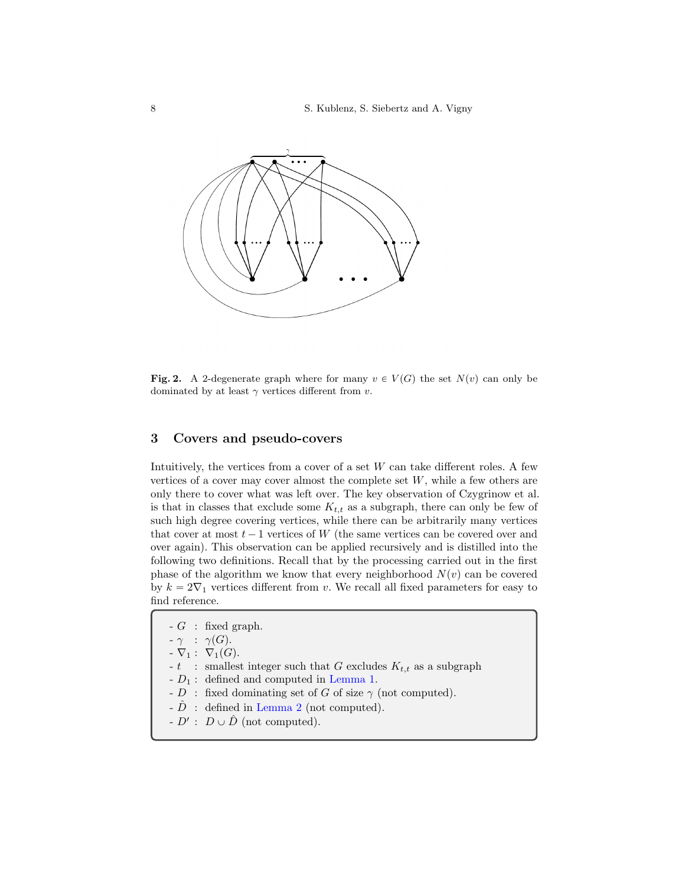**Fig. 2.** A 2-degenerate graph where for many $v \in V(G)$ the set $N(v)$ can only be dominated by at least $\gamma$ vertices different from $v$.

## 3 Covers and pseudo-covers

Intuitively, the vertices from a cover of a set $W$ can take different roles. A few vertices of a cover may cover almost the complete set $W$, while a few others are only there to cover what was left over. The key observation of Czygrinow et al. is that in classes that exclude some $K_{t,t}$ as a subgraph, there can only be few of such high degree covering vertices, while there can be arbitrarily many vertices that cover at most $t-1$ vertices of $W$ (the same vertices can be covered over and over again). This observation can be applied recursively and is distilled into the following two definitions. Recall that by the processing carried out in the first phase of the algorithm we know that every neighborhood $N(v)$ can be covered by $k = 2\nabla_1$ vertices different from $v$. We recall all fixed parameters for easy to find reference.

- $G$ : fixed graph.
- $\gamma$ : $\gamma(G)$.
- $\nabla_1$ : $\nabla_1(G)$.
- $t$ : smallest integer such that $G$ excludes $K_{t,t}$ as a subgraph
- $D_1$ : defined and computed in Lemma 1.
- $D$ : fixed dominating set of $G$ of size $\gamma$ (not computed).
- $\hat{D}$ : defined in Lemma 2 (not computed).
- $D'$ : $D \cup \hat{D}$ (not computed).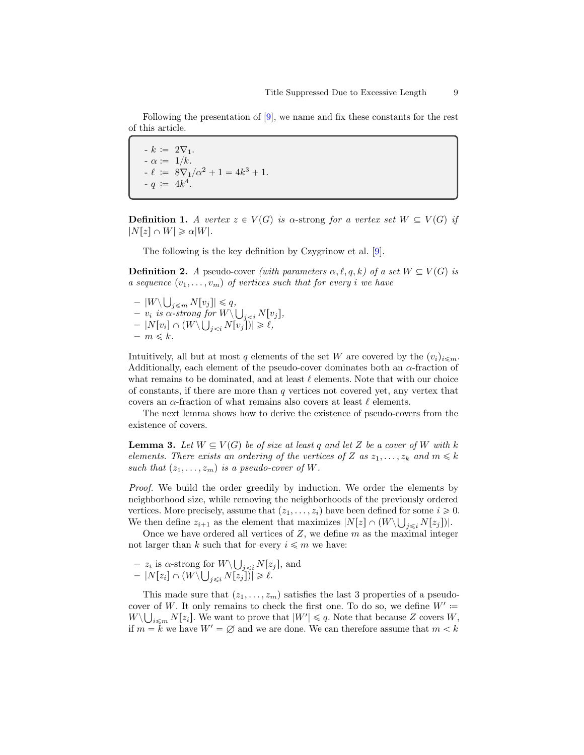Following the presentation of [9], we name and fix these constants for the rest of this article.

- $k := 2\nabla_1$.
- $\alpha := 1/k$.
- $\ell := 8\nabla_1/\alpha^2 + 1 = 4k^3 + 1$.
- $q := 4k^4$.

**Definition 1.** *A vertex $z \in V(G)$ is* $\alpha$-strong *for a vertex set $W \subseteq V(G)$ if $|N[z] \cap W| \geqslant \alpha|W|$.*

The following is the key definition by Czygrinow et al. [9].

**Definition 2.** *A* pseudo-cover *(with parameters $\alpha, \ell, q, k$) of a set $W \subseteq V(G)$ is a sequence $(v_1, \ldots, v_m)$ of vertices such that for every $i$ we have*

- *$|W \setminus \bigcup_{j \leqslant m} N[v_j]| \leqslant q$,*
- *$v_i$ is $\alpha$-strong for $W \setminus \bigcup_{j<i} N[v_j]$,*
- *$|N[v_i] \cap (W \setminus \bigcup_{j<i} N[v_j])| \geqslant \ell$,*
- *$m \leqslant k$.*

Intuitively, all but at most $q$ elements of the set $W$ are covered by the $(v_i)_{i \leqslant m}$. Additionally, each element of the pseudo-cover dominates both an $\alpha$-fraction of what remains to be dominated, and at least $\ell$ elements. Note that with our choice of constants, if there are more than $q$ vertices not covered yet, any vertex that covers an $\alpha$-fraction of what remains also covers at least $\ell$ elements.

The next lemma shows how to derive the existence of pseudo-covers from the existence of covers.

**Lemma 3.** *Let $W \subseteq V(G)$ be of size at least $q$ and let $Z$ be a cover of $W$ with $k$ elements. There exists an ordering of the vertices of $Z$ as $z_1, \ldots, z_k$ and $m \leqslant k$ such that $(z_1, \ldots, z_m)$ is a pseudo-cover of $W$.*

*Proof.* We build the order greedily by induction. We order the elements by neighborhood size, while removing the neighborhoods of the previously ordered vertices. More precisely, assume that $(z_1, \ldots, z_i)$ have been defined for some $i \geqslant 0$. We then define $z_{i+1}$ as the element that maximizes $|N[z] \cap (W \setminus \bigcup_{j \leqslant i} N[z_j])|$.

Once we have ordered all vertices of $Z$, we define $m$ as the maximal integer not larger than $k$ such that for every $i \leqslant m$ we have:

- $z_i$ is $\alpha$-strong for $W \setminus \bigcup_{j<i} N[z_j]$, and
- $|N[z_i] \cap (W \setminus \bigcup_{j \leqslant i} N[z_j])| \geqslant \ell$.

This made sure that $(z_1, \ldots, z_m)$ satisfies the last 3 properties of a pseudo-cover of $W$. It only remains to check the first one. To do so, we define $W' := W \setminus \bigcup_{i \leqslant m} N[z_i]$. We want to prove that $|W'| \leqslant q$. Note that because $Z$ covers $W$, if $m = k$ we have $W' = \varnothing$ and we are done. We can therefore assume that $m < k$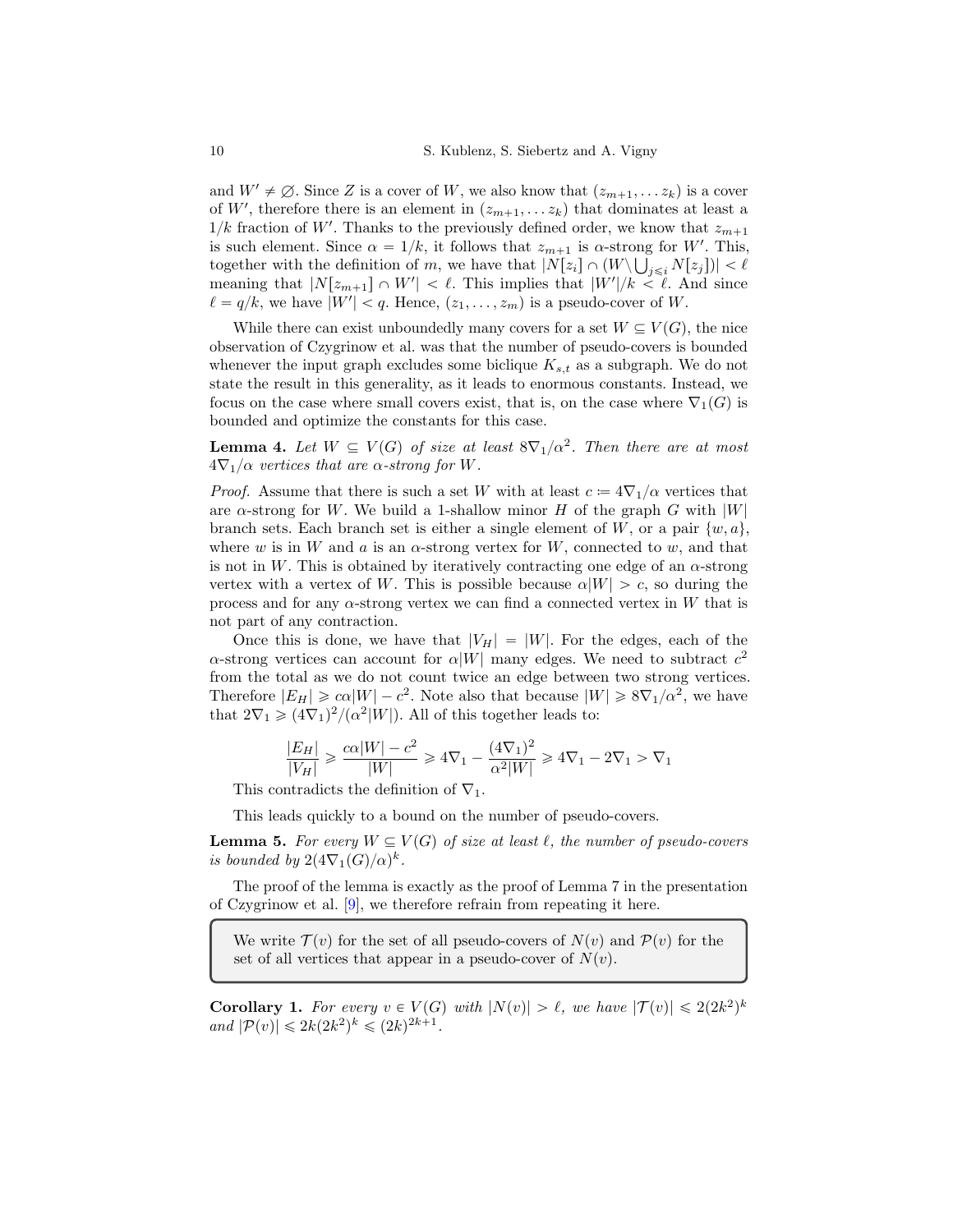and $W' \neq \varnothing$. Since $Z$ is a cover of $W$, we also know that $(z_{m+1}, \ldots z_k)$ is a cover of $W'$, therefore there is an element in $(z_{m+1}, \ldots z_k)$ that dominates at least a $1/k$ fraction of $W'$. Thanks to the previously defined order, we know that $z_{m+1}$ is such element. Since $\alpha = 1/k$, it follows that $z_{m+1}$ is $\alpha$-strong for $W'$. This, together with the definition of $m$, we have that $|N[z_i] \cap (W \setminus \bigcup_{j \leqslant i} N[z_j])| < \ell$ meaning that $|N[z_{m+1}] \cap W'| < \ell$. This implies that $|W'|/k < \ell$. And since $\ell = q/k$, we have $|W'| < q$. Hence, $(z_1, \ldots, z_m)$ is a pseudo-cover of $W$.

While there can exist unboundedly many covers for a set $W \subseteq V(G)$, the nice observation of Czygrinow et al. was that the number of pseudo-covers is bounded whenever the input graph excludes some biclique $K_{s,t}$ as a subgraph. We do not state the result in this generality, as it leads to enormous constants. Instead, we focus on the case where small covers exist, that is, on the case where $\nabla_1(G)$ is bounded and optimize the constants for this case.

**Lemma 4.** *Let $W \subseteq V(G)$ of size at least $8\nabla_1/\alpha^2$. Then there are at most $4\nabla_1/\alpha$ vertices that are $\alpha$-strong for $W$.*

*Proof.* Assume that there is such a set $W$ with at least $c \coloneqq 4\nabla_1/\alpha$ vertices that are $\alpha$-strong for $W$. We build a 1-shallow minor $H$ of the graph $G$ with $|W|$ branch sets. Each branch set is either a single element of $W$, or a pair $\{w, a\}$, where $w$ is in $W$ and $a$ is an $\alpha$-strong vertex for $W$, connected to $w$, and that is not in $W$. This is obtained by iteratively contracting one edge of an $\alpha$-strong vertex with a vertex of $W$. This is possible because $\alpha|W| > c$, so during the process and for any $\alpha$-strong vertex we can find a connected vertex in $W$ that is not part of any contraction.

Once this is done, we have that $|V_H| = |W|$. For the edges, each of the $\alpha$-strong vertices can account for $\alpha|W|$ many edges. We need to subtract $c^2$ from the total as we do not count twice an edge between two strong vertices. Therefore $|E_H| \geqslant c\alpha|W| - c^2$. Note also that because $|W| \geqslant 8\nabla_1/\alpha^2$, we have that $2\nabla_1 \geqslant (4\nabla_1)^2/(\alpha^2|W|)$. All of this together leads to:

$$\frac{|E_H|}{|V_H|} \geqslant \frac{c\alpha|W| - c^2}{|W|} \geqslant 4\nabla_1 - \frac{(4\nabla_1)^2}{\alpha^2|W|} \geqslant 4\nabla_1 - 2\nabla_1 > \nabla_1$$

This contradicts the definition of $\nabla_1$.

This leads quickly to a bound on the number of pseudo-covers.

**Lemma 5.** *For every $W \subseteq V(G)$ of size at least $\ell$, the number of pseudo-covers is bounded by $2(4\nabla_1(G)/\alpha)^k$.*

The proof of the lemma is exactly as the proof of Lemma 7 in the presentation of Czygrinow et al. [9], we therefore refrain from repeating it here.

> We write $\mathcal{T}(v)$ for the set of all pseudo-covers of $N(v)$ and $\mathcal{P}(v)$ for the set of all vertices that appear in a pseudo-cover of $N(v)$.

**Corollary 1.** *For every $v \in V(G)$ with $|N(v)| > \ell$, we have $|\mathcal{T}(v)| \leqslant 2(2k^2)^k$ and $|\mathcal{P}(v)| \leqslant 2k(2k^2)^k \leqslant (2k)^{2k+1}$.*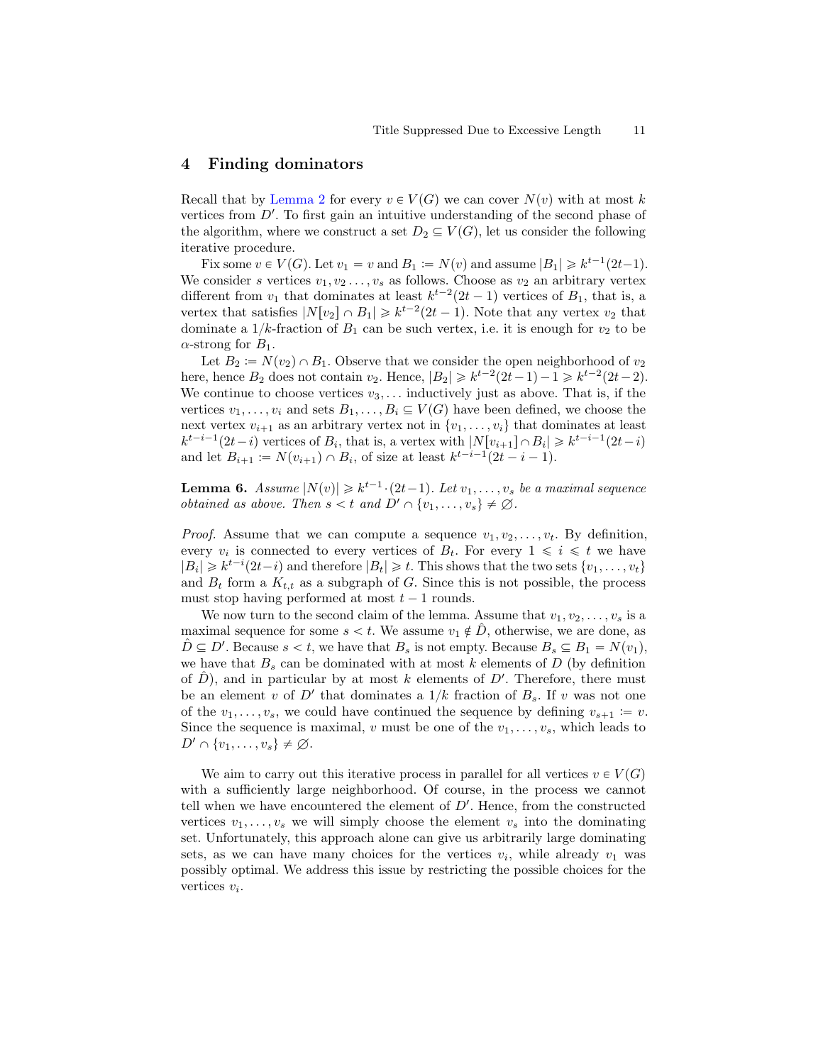## 4 Finding dominators

Recall that by Lemma 2 for every $v \in V(G)$ we can cover $N(v)$ with at most $k$ vertices from $D'$. To first gain an intuitive understanding of the second phase of the algorithm, where we construct a set $D_2 \subseteq V(G)$, let us consider the following iterative procedure.

Fix some $v \in V(G)$. Let $v_1 = v$ and $B_1 := N(v)$ and assume $|B_1| \geqslant k^{t-1}(2t-1)$. We consider $s$ vertices $v_1, v_2 \ldots, v_s$ as follows. Choose as $v_2$ an arbitrary vertex different from $v_1$ that dominates at least $k^{t-2}(2t-1)$ vertices of $B_1$, that is, a vertex that satisfies $|N[v_2] \cap B_1| \geqslant k^{t-2}(2t-1)$. Note that any vertex $v_2$ that dominate a $1/k$-fraction of $B_1$ can be such vertex, i.e. it is enough for $v_2$ to be $\alpha$-strong for $B_1$.

Let $B_2 := N(v_2) \cap B_1$. Observe that we consider the open neighborhood of $v_2$ here, hence $B_2$ does not contain $v_2$. Hence, $|B_2| \geqslant k^{t-2}(2t-1) - 1 \geqslant k^{t-2}(2t-2)$. We continue to choose vertices $v_3, \ldots$ inductively just as above. That is, if the vertices $v_1, \ldots, v_i$ and sets $B_1, \ldots, B_i \subseteq V(G)$ have been defined, we choose the next vertex $v_{i+1}$ as an arbitrary vertex not in $\{v_1, \ldots, v_i\}$ that dominates at least $k^{t-i-1}(2t-i)$ vertices of $B_i$, that is, a vertex with $|N[v_{i+1}] \cap B_i| \geqslant k^{t-i-1}(2t-i)$ and let $B_{i+1} := N(v_{i+1}) \cap B_i$, of size at least $k^{t-i-1}(2t-i-1)$.

**Lemma 6.** *Assume $|N(v)| \geqslant k^{t-1} \cdot (2t-1)$. Let $v_1, \ldots, v_s$ be a maximal sequence obtained as above. Then $s < t$ and $D' \cap \{v_1, \ldots, v_s\} \neq \emptyset$.*

*Proof.* Assume that we can compute a sequence $v_1, v_2, \ldots, v_t$. By definition, every $v_i$ is connected to every vertices of $B_t$. For every $1 \leqslant i \leqslant t$ we have $|B_i| \geqslant k^{t-i}(2t-i)$ and therefore $|B_t| \geqslant t$. This shows that the two sets $\{v_1, \ldots, v_t\}$ and $B_t$ form a $K_{t,t}$ as a subgraph of $G$. Since this is not possible, the process must stop having performed at most $t-1$ rounds.

We now turn to the second claim of the lemma. Assume that $v_1, v_2, \ldots, v_s$ is a maximal sequence for some $s < t$. We assume $v_1 \notin \hat{D}$, otherwise, we are done, as $\hat{D} \subseteq D'$. Because $s < t$, we have that $B_s$ is not empty. Because $B_s \subseteq B_1 = N(v_1)$, we have that $B_s$ can be dominated with at most $k$ elements of $D$ (by definition of $\hat{D}$), and in particular by at most $k$ elements of $D'$. Therefore, there must be an element $v$ of $D'$ that dominates a $1/k$ fraction of $B_s$. If $v$ was not one of the $v_1, \ldots, v_s$, we could have continued the sequence by defining $v_{s+1} := v$. Since the sequence is maximal, $v$ must be one of the $v_1, \ldots, v_s$, which leads to $D' \cap \{v_1, \ldots, v_s\} \neq \emptyset$.

We aim to carry out this iterative process in parallel for all vertices $v \in V(G)$ with a sufficiently large neighborhood. Of course, in the process we cannot tell when we have encountered the element of $D'$. Hence, from the constructed vertices $v_1, \ldots, v_s$ we will simply choose the element $v_s$ into the dominating set. Unfortunately, this approach alone can give us arbitrarily large dominating sets, as we can have many choices for the vertices $v_i$, while already $v_1$ was possibly optimal. We address this issue by restricting the possible choices for the vertices $v_i$.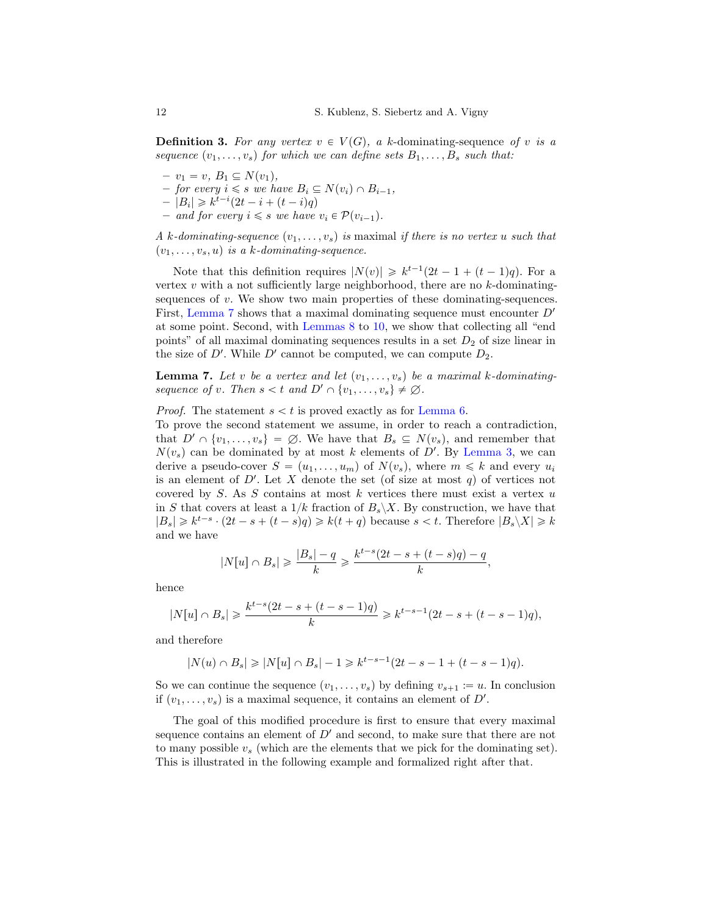**Definition 3.** *For any vertex $v \in V(G)$, a k-*dominating-sequence *of $v$ is a sequence $(v_1, \ldots, v_s)$ for which we can define sets $B_1, \ldots, B_s$ such that:*

- *$v_1 = v$, $B_1 \subseteq N(v_1)$,*
- *for every $i \leqslant s$ we have $B_i \subseteq N(v_i) \cap B_{i-1}$,*
- *$|B_i| \geqslant k^{t-i}(2t - i + (t-i)q)$*
- *and for every $i \leqslant s$ we have $v_i \in \mathcal{P}(v_{i-1})$.*

*A k-dominating-sequence $(v_1, \ldots, v_s)$ is* maximal *if there is no vertex $u$ such that $(v_1, \ldots, v_s, u)$ is a k-dominating-sequence.*

Note that this definition requires $|N(v)| \geqslant k^{t-1}(2t - 1 + (t-1)q)$. For a vertex $v$ with a not sufficiently large neighborhood, there are no $k$-dominating-sequences of $v$. We show two main properties of these dominating-sequences. First, Lemma 7 shows that a maximal dominating sequence must encounter $D'$ at some point. Second, with Lemmas 8 to 10, we show that collecting all "end points" of all maximal dominating sequences results in a set $D_2$ of size linear in the size of $D'$. While $D'$ cannot be computed, we can compute $D_2$.

**Lemma 7.** *Let $v$ be a vertex and let $(v_1, \ldots, v_s)$ be a maximal k-dominating-sequence of $v$. Then $s < t$ and $D' \cap \{v_1, \ldots, v_s\} \neq \emptyset$.*

*Proof.* The statement $s < t$ is proved exactly as for Lemma 6.
To prove the second statement we assume, in order to reach a contradiction, that $D' \cap \{v_1, \ldots, v_s\} = \emptyset$. We have that $B_s \subseteq N(v_s)$, and remember that $N(v_s)$ can be dominated by at most $k$ elements of $D'$. By Lemma 3, we can derive a pseudo-cover $S = (u_1, \ldots, u_m)$ of $N(v_s)$, where $m \leqslant k$ and every $u_i$ is an element of $D'$. Let $X$ denote the set (of size at most $q$) of vertices not covered by $S$. As $S$ contains at most $k$ vertices there must exist a vertex $u$ in $S$ that covers at least a $1/k$ fraction of $B_s \backslash X$. By construction, we have that $|B_s| \geqslant k^{t-s} \cdot (2t - s + (t-s)q) \geqslant k(t+q)$ because $s < t$. Therefore $|B_s \backslash X| \geqslant k$ and we have

$$|N[u] \cap B_s| \geqslant \frac{|B_s| - q}{k} \geqslant \frac{k^{t-s}(2t - s + (t-s)q) - q}{k},$$

hence

$$|N[u] \cap B_s| \geqslant \frac{k^{t-s}(2t - s + (t-s-1)q)}{k} \geqslant k^{t-s-1}(2t - s + (t-s-1)q),$$

and therefore

$$|N(u) \cap B_s| \geqslant |N[u] \cap B_s| - 1 \geqslant k^{t-s-1}(2t - s - 1 + (t-s-1)q).$$

So we can continue the sequence $(v_1, \ldots, v_s)$ by defining $v_{s+1} := u$. In conclusion if $(v_1, \ldots, v_s)$ is a maximal sequence, it contains an element of $D'$.

The goal of this modified procedure is first to ensure that every maximal sequence contains an element of $D'$ and second, to make sure that there are not to many possible $v_s$ (which are the elements that we pick for the dominating set). This is illustrated in the following example and formalized right after that.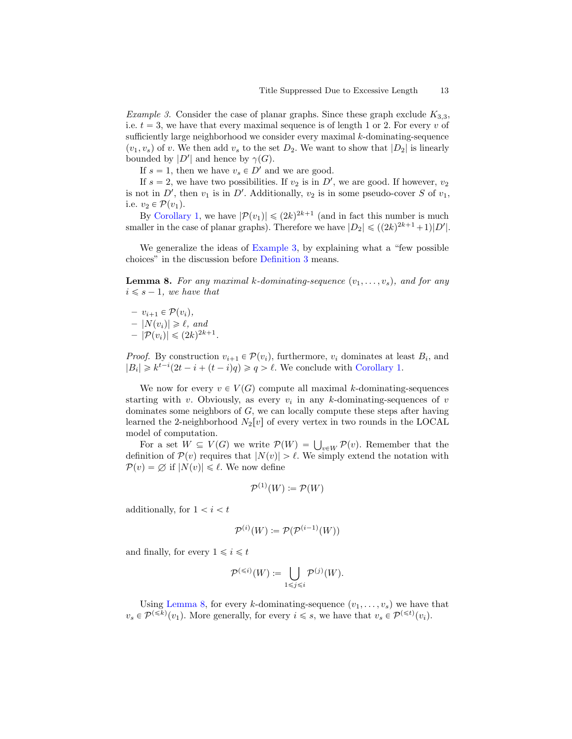*Example 3.* Consider the case of planar graphs. Since these graph exclude $K_{3,3}$, i.e. $t = 3$, we have that every maximal sequence is of length 1 or 2. For every $v$ of sufficiently large neighborhood we consider every maximal $k$-dominating-sequence $(v_1, v_s)$ of $v$. We then add $v_s$ to the set $D_2$. We want to show that $|D_2|$ is linearly bounded by $|D'|$ and hence by $\gamma(G)$.

If $s = 1$, then we have $v_s \in D'$ and we are good.

If $s = 2$, we have two possibilities. If $v_2$ is in $D'$, we are good. If however, $v_2$ is not in $D'$, then $v_1$ is in $D'$. Additionally, $v_2$ is in some pseudo-cover $S$ of $v_1$, i.e. $v_2 \in \mathcal{P}(v_1)$.

By Corollary 1, we have $|\mathcal{P}(v_1)| \leqslant (2k)^{2k+1}$ (and in fact this number is much smaller in the case of planar graphs). Therefore we have $|D_2| \leqslant ((2k)^{2k+1}+1)|D'|$.

We generalize the ideas of Example 3, by explaining what a "few possible choices" in the discussion before Definition 3 means.

**Lemma 8.** *For any maximal $k$-dominating-sequence $(v_1, \ldots, v_s)$, and for any $i \leqslant s - 1$, we have that*

- $v_{i+1} \in \mathcal{P}(v_i)$,
- $|N(v_i)| \geqslant \ell$, *and*
- $|\mathcal{P}(v_i)| \leqslant (2k)^{2k+1}$.

*Proof.* By construction $v_{i+1} \in \mathcal{P}(v_i)$, furthermore, $v_i$ dominates at least $B_i$, and $|B_i| \geqslant k^{t-i}(2t - i + (t - i)q) \geqslant q > \ell$. We conclude with Corollary 1.

We now for every $v \in V(G)$ compute all maximal $k$-dominating-sequences starting with $v$. Obviously, as every $v_i$ in any $k$-dominating-sequences of $v$ dominates some neighbors of $G$, we can locally compute these steps after having learned the 2-neighborhood $N_2[v]$ of every vertex in two rounds in the LOCAL model of computation.

For a set $W \subseteq V(G)$ we write $\mathcal{P}(W) = \bigcup_{v \in W} \mathcal{P}(v)$. Remember that the definition of $\mathcal{P}(v)$ requires that $|N(v)| > \ell$. We simply extend the notation with $\mathcal{P}(v) = \varnothing$ if $|N(v)| \leqslant \ell$. We now define

$$\mathcal{P}^{(1)}(W) := \mathcal{P}(W)$$

additionally, for $1 < i < t$

$$\mathcal{P}^{(i)}(W) := \mathcal{P}(\mathcal{P}^{(i-1)}(W))$$

and finally, for every $1 \leqslant i \leqslant t$

$$\mathcal{P}^{(\leqslant i)}(W) := \bigcup_{1 \leqslant j \leqslant i} \mathcal{P}^{(j)}(W).$$

Using Lemma 8, for every $k$-dominating-sequence $(v_1, \ldots, v_s)$ we have that $v_s \in \mathcal{P}^{(\leqslant k)}(v_1)$. More generally, for every $i \leqslant s$, we have that $v_s \in \mathcal{P}^{(\leqslant t)}(v_i)$.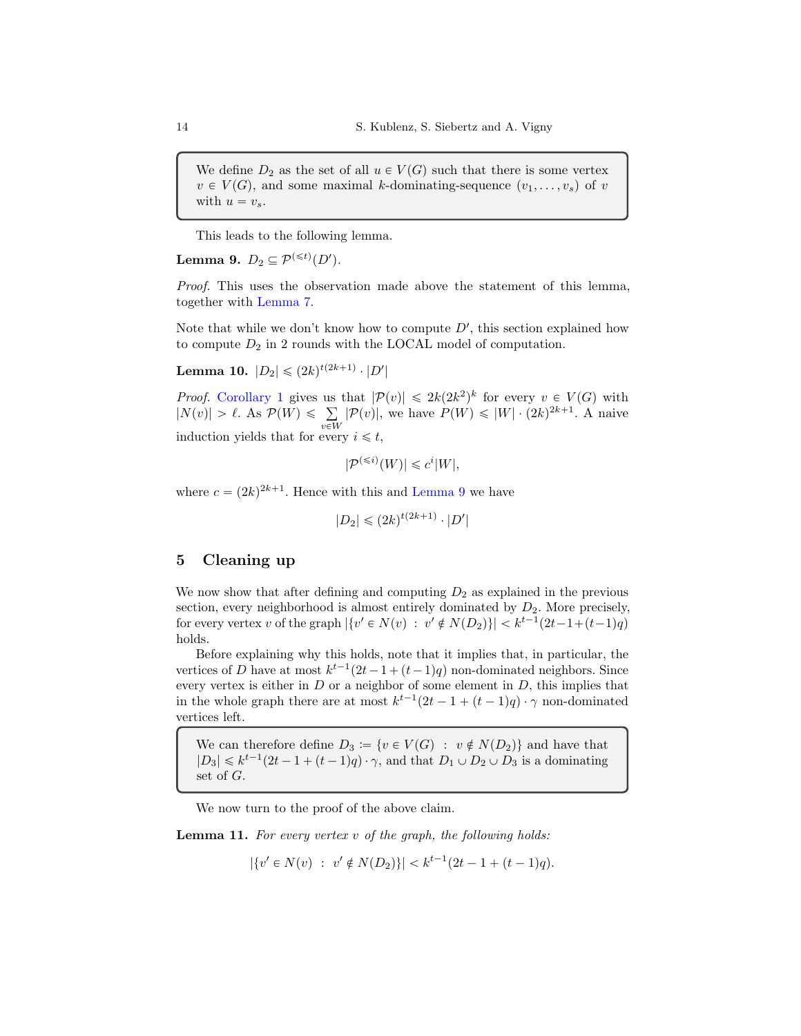> We define $D_2$ as the set of all $u \in V(G)$ such that there is some vertex $v \in V(G)$, and some maximal $k$-dominating-sequence $(v_1, \dots, v_s)$ of $v$ with $u = v_s$.

This leads to the following lemma.

**Lemma 9.** $D_2 \subseteq \mathcal{P}^{(\leqslant t)}(D')$.

*Proof.* This uses the observation made above the statement of this lemma, together with Lemma 7.

Note that while we don't know how to compute $D'$, this section explained how to compute $D_2$ in 2 rounds with the LOCAL model of computation.

**Lemma 10.** $|D_2| \leqslant (2k)^{t(2k+1)} \cdot |D'|$

*Proof.* Corollary 1 gives us that $|\mathcal{P}(v)| \leqslant 2k(2k^2)^k$ for every $v \in V(G)$ with $|N(v)| > \ell$. As $\mathcal{P}(W) \leqslant \sum_{v \in W} |\mathcal{P}(v)|$, we have $P(W) \leqslant |W| \cdot (2k)^{2k+1}$. A naive induction yields that for every $i \leqslant t$,

$$|\mathcal{P}^{(\leqslant i)}(W)| \leqslant c^i |W|,$$

where $c = (2k)^{2k+1}$. Hence with this and Lemma 9 we have

$$|D_2| \leqslant (2k)^{t(2k+1)} \cdot |D'|$$

## 5 Cleaning up

We now show that after defining and computing $D_2$ as explained in the previous section, every neighborhood is almost entirely dominated by $D_2$. More precisely, for every vertex $v$ of the graph $|\{v' \in N(v) \ : \ v' \notin N(D_2)\}| < k^{t-1}(2t-1+(t-1)q)$ holds.

Before explaining why this holds, note that it implies that, in particular, the vertices of $D$ have at most $k^{t-1}(2t-1+(t-1)q)$ non-dominated neighbors. Since every vertex is either in $D$ or a neighbor of some element in $D$, this implies that in the whole graph there are at most $k^{t-1}(2t-1+(t-1)q) \cdot \gamma$ non-dominated vertices left.

> We can therefore define $D_3 := \{v \in V(G) \ : \ v \notin N(D_2)\}$ and have that $|D_3| \leqslant k^{t-1}(2t-1+(t-1)q) \cdot \gamma$, and that $D_1 \cup D_2 \cup D_3$ is a dominating set of $G$.

We now turn to the proof of the above claim.

**Lemma 11.** *For every vertex $v$ of the graph, the following holds:*

$$|\{v' \in N(v) \ : \ v' \notin N(D_2)\}| < k^{t-1}(2t-1+(t-1)q).$$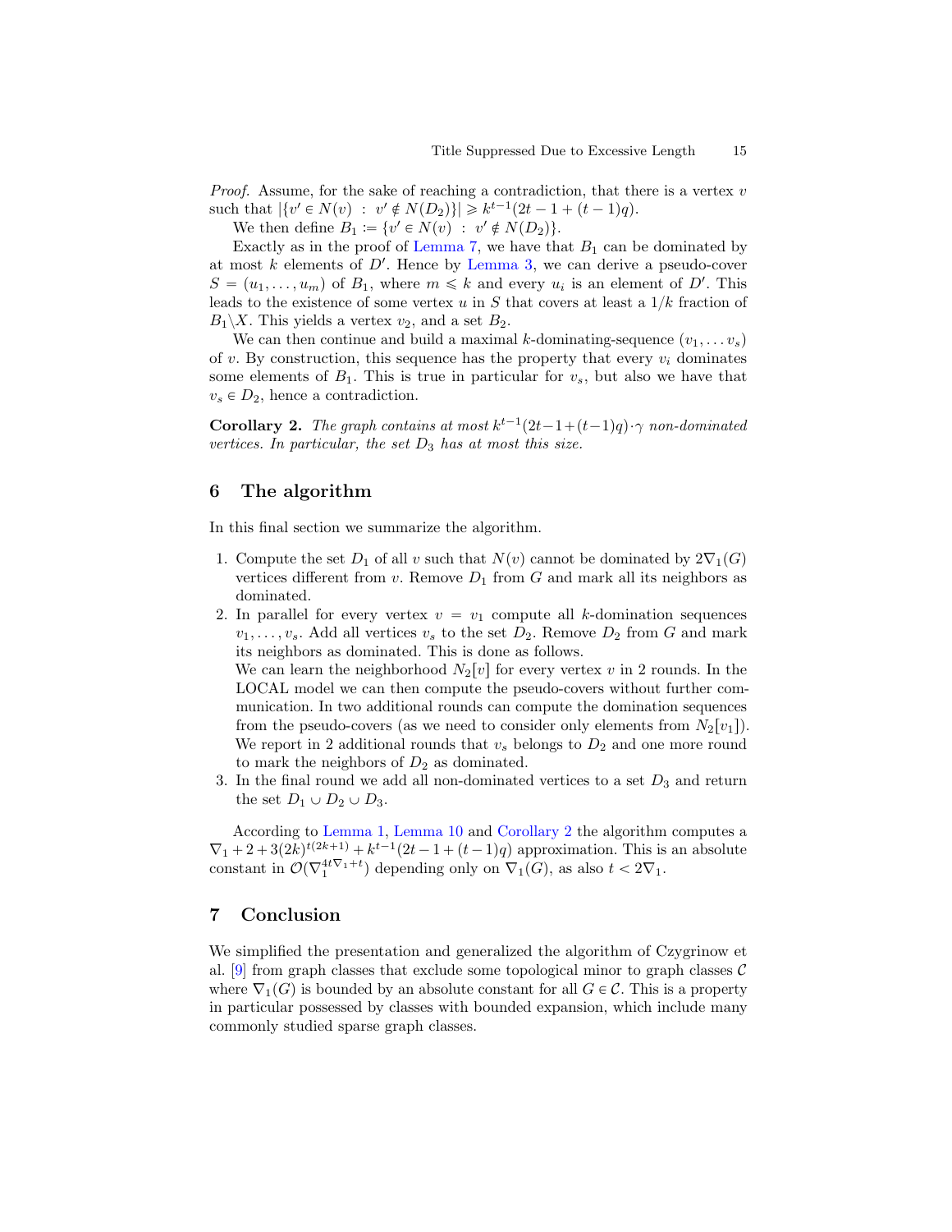*Proof.* Assume, for the sake of reaching a contradiction, that there is a vertex $v$ such that $|\{v' \in N(v) \ : \ v' \notin N(D_2)\}| \geqslant k^{t-1}(2t-1+(t-1)q)$.

We then define $B_1 := \{v' \in N(v) \ : \ v' \notin N(D_2)\}$.

Exactly as in the proof of Lemma 7, we have that $B_1$ can be dominated by at most $k$ elements of $D'$. Hence by Lemma 3, we can derive a pseudo-cover $S = (u_1, \ldots, u_m)$ of $B_1$, where $m \leqslant k$ and every $u_i$ is an element of $D'$. This leads to the existence of some vertex $u$ in $S$ that covers at least a $1/k$ fraction of $B_1 \backslash X$. This yields a vertex $v_2$, and a set $B_2$.

We can then continue and build a maximal $k$-dominating-sequence $(v_1, \ldots v_s)$ of $v$. By construction, this sequence has the property that every $v_i$ dominates some elements of $B_1$. This is true in particular for $v_s$, but also we have that $v_s \in D_2$, hence a contradiction.

**Corollary 2.** *The graph contains at most $k^{t-1}(2t-1+(t-1)q) \cdot \gamma$ non-dominated vertices. In particular, the set $D_3$ has at most this size.*

## 6 The algorithm

In this final section we summarize the algorithm.

1. Compute the set $D_1$ of all $v$ such that $N(v)$ cannot be dominated by $2\nabla_1(G)$ vertices different from $v$. Remove $D_1$ from $G$ and mark all its neighbors as dominated.
2. In parallel for every vertex $v = v_1$ compute all $k$-domination sequences $v_1, \ldots, v_s$. Add all vertices $v_s$ to the set $D_2$. Remove $D_2$ from $G$ and mark its neighbors as dominated. This is done as follows.
   We can learn the neighborhood $N_2[v]$ for every vertex $v$ in 2 rounds. In the LOCAL model we can then compute the pseudo-covers without further communication. In two additional rounds can compute the domination sequences from the pseudo-covers (as we need to consider only elements from $N_2[v_1]$). We report in 2 additional rounds that $v_s$ belongs to $D_2$ and one more round to mark the neighbors of $D_2$ as dominated.
3. In the final round we add all non-dominated vertices to a set $D_3$ and return the set $D_1 \cup D_2 \cup D_3$.

According to Lemma 1, Lemma 10 and Corollary 2 the algorithm computes a $\nabla_1 + 2 + 3(2k)^{t(2k+1)} + k^{t-1}(2t-1+(t-1)q)$ approximation. This is an absolute constant in $\mathcal{O}(\nabla_1^{4t\nabla_1+t})$ depending only on $\nabla_1(G)$, as also $t < 2\nabla_1$.

## 7 Conclusion

We simplified the presentation and generalized the algorithm of Czygrinow et al. [9] from graph classes that exclude some topological minor to graph classes $\mathcal{C}$ where $\nabla_1(G)$ is bounded by an absolute constant for all $G \in \mathcal{C}$. This is a property in particular possessed by classes with bounded expansion, which include many commonly studied sparse graph classes.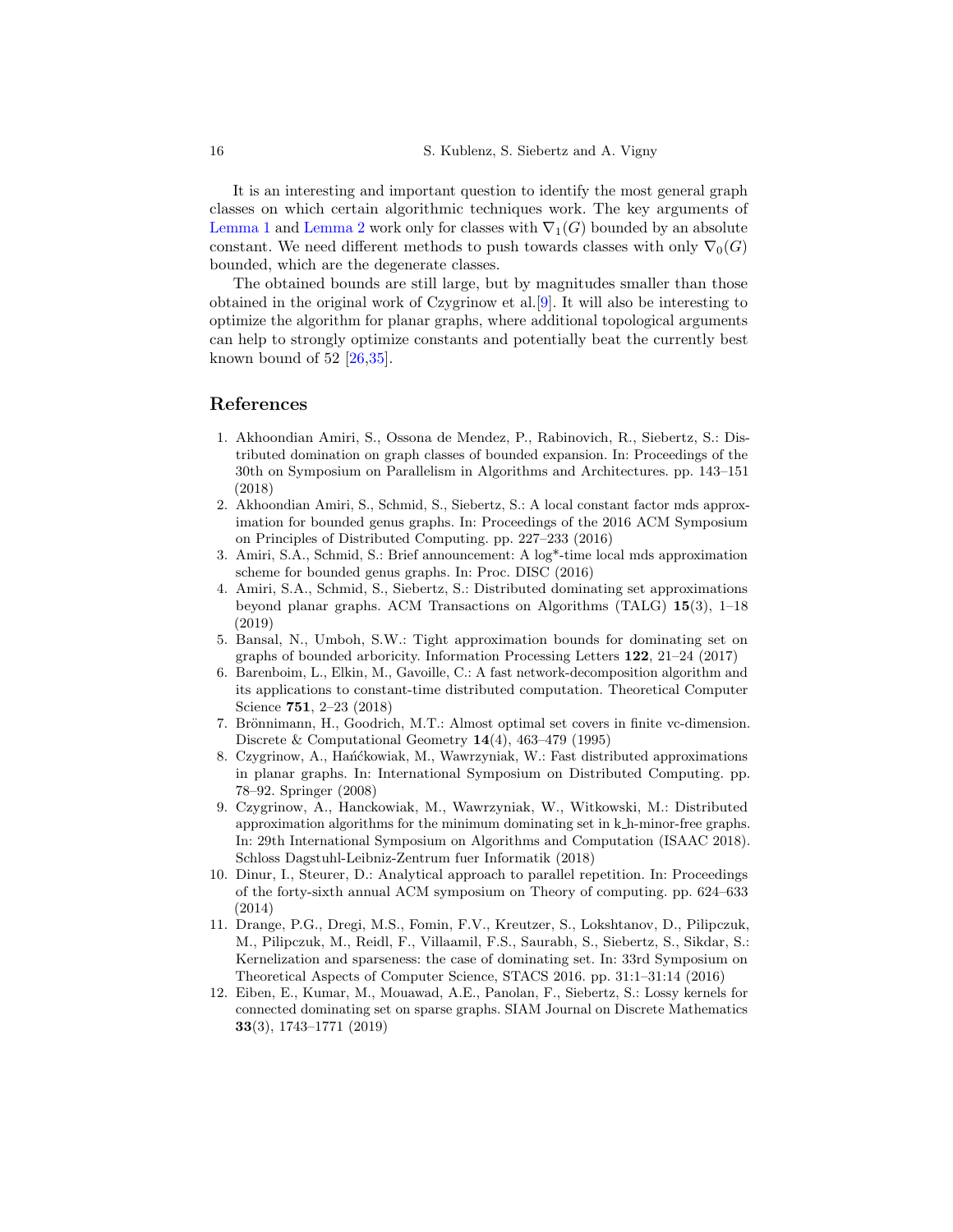It is an interesting and important question to identify the most general graph classes on which certain algorithmic techniques work. The key arguments of Lemma 1 and Lemma 2 work only for classes with $\nabla_1(G)$ bounded by an absolute constant. We need different methods to push towards classes with only $\nabla_0(G)$ bounded, which are the degenerate classes.

The obtained bounds are still large, but by magnitudes smaller than those obtained in the original work of Czygrinow et al.[9]. It will also be interesting to optimize the algorithm for planar graphs, where additional topological arguments can help to strongly optimize constants and potentially beat the currently best known bound of 52 [26,35].

## References

1. Akhoondian Amiri, S., Ossona de Mendez, P., Rabinovich, R., Siebertz, S.: Distributed domination on graph classes of bounded expansion. In: Proceedings of the 30th on Symposium on Parallelism in Algorithms and Architectures. pp. 143–151 (2018)
2. Akhoondian Amiri, S., Schmid, S., Siebertz, S.: A local constant factor mds approximation for bounded genus graphs. In: Proceedings of the 2016 ACM Symposium on Principles of Distributed Computing. pp. 227–233 (2016)
3. Amiri, S.A., Schmid, S.: Brief announcement: A log*-time local mds approximation scheme for bounded genus graphs. In: Proc. DISC (2016)
4. Amiri, S.A., Schmid, S., Siebertz, S.: Distributed dominating set approximations beyond planar graphs. ACM Transactions on Algorithms (TALG) **15**(3), 1–18 (2019)
5. Bansal, N., Umboh, S.W.: Tight approximation bounds for dominating set on graphs of bounded arboricity. Information Processing Letters **122**, 21–24 (2017)
6. Barenboim, L., Elkin, M., Gavoille, C.: A fast network-decomposition algorithm and its applications to constant-time distributed computation. Theoretical Computer Science **751**, 2–23 (2018)
7. Brönnimann, H., Goodrich, M.T.: Almost optimal set covers in finite vc-dimension. Discrete & Computational Geometry **14**(4), 463–479 (1995)
8. Czygrinow, A., Hańćkowiak, M., Wawrzyniak, W.: Fast distributed approximations in planar graphs. In: International Symposium on Distributed Computing. pp. 78–92. Springer (2008)
9. Czygrinow, A., Hanckowiak, M., Wawrzyniak, W., Witkowski, M.: Distributed approximation algorithms for the minimum dominating set in k_h-minor-free graphs. In: 29th International Symposium on Algorithms and Computation (ISAAC 2018). Schloss Dagstuhl-Leibniz-Zentrum fuer Informatik (2018)
10. Dinur, I., Steurer, D.: Analytical approach to parallel repetition. In: Proceedings of the forty-sixth annual ACM symposium on Theory of computing. pp. 624–633 (2014)
11. Drange, P.G., Dregi, M.S., Fomin, F.V., Kreutzer, S., Lokshtanov, D., Pilipczuk, M., Pilipczuk, M., Reidl, F., Villaamil, F.S., Saurabh, S., Siebertz, S., Sikdar, S.: Kernelization and sparseness: the case of dominating set. In: 33rd Symposium on Theoretical Aspects of Computer Science, STACS 2016. pp. 31:1–31:14 (2016)
12. Eiben, E., Kumar, M., Mouawad, A.E., Panolan, F., Siebertz, S.: Lossy kernels for connected dominating set on sparse graphs. SIAM Journal on Discrete Mathematics **33**(3), 1743–1771 (2019)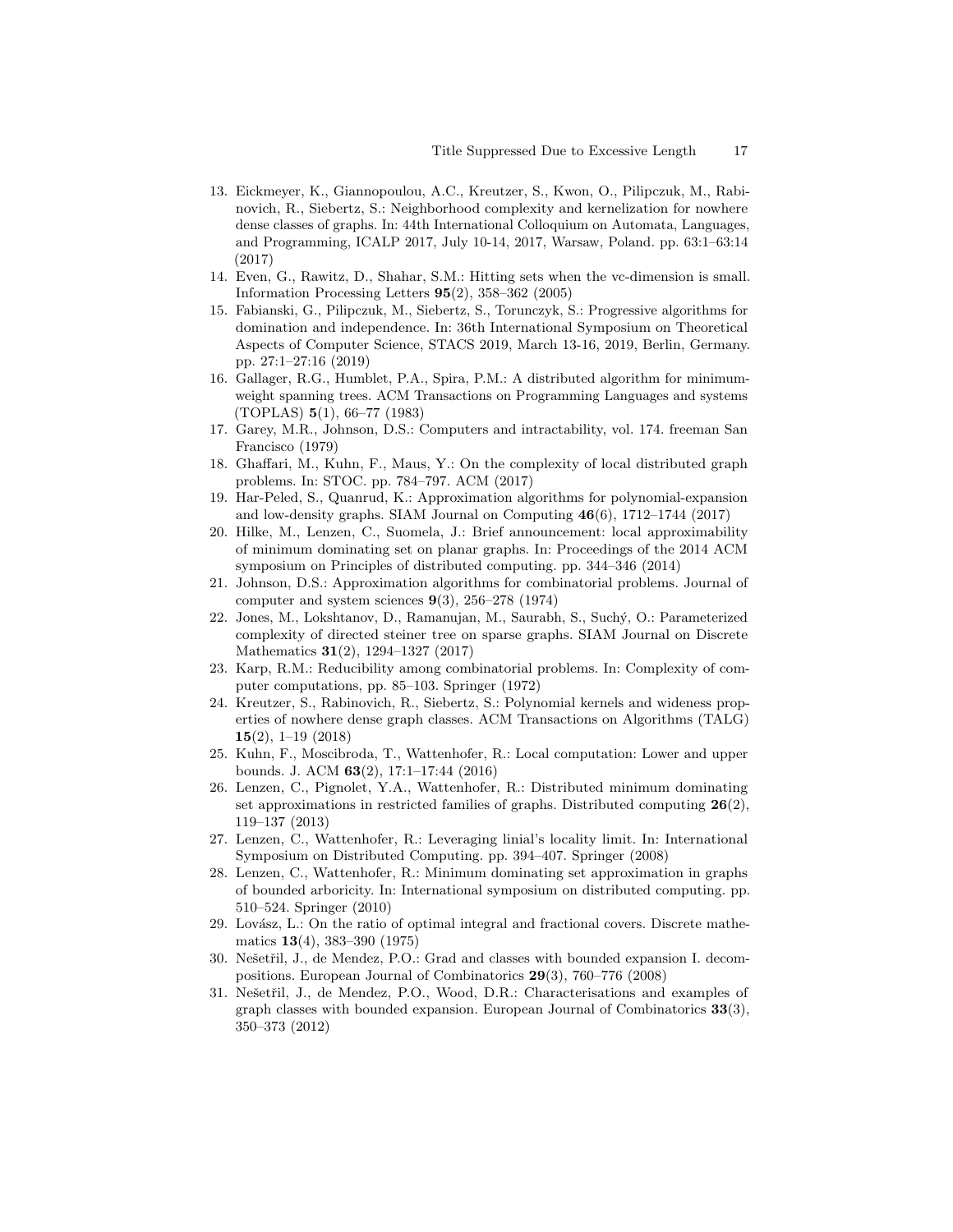13. Eickmeyer, K., Giannopoulou, A.C., Kreutzer, S., Kwon, O., Pilipczuk, M., Rabinovich, R., Siebertz, S.: Neighborhood complexity and kernelization for nowhere dense classes of graphs. In: 44th International Colloquium on Automata, Languages, and Programming, ICALP 2017, July 10-14, 2017, Warsaw, Poland. pp. 63:1–63:14 (2017)
14. Even, G., Rawitz, D., Shahar, S.M.: Hitting sets when the vc-dimension is small. Information Processing Letters **95**(2), 358–362 (2005)
15. Fabianski, G., Pilipczuk, M., Siebertz, S., Torunczyk, S.: Progressive algorithms for domination and independence. In: 36th International Symposium on Theoretical Aspects of Computer Science, STACS 2019, March 13-16, 2019, Berlin, Germany. pp. 27:1–27:16 (2019)
16. Gallager, R.G., Humblet, P.A., Spira, P.M.: A distributed algorithm for minimum-weight spanning trees. ACM Transactions on Programming Languages and systems (TOPLAS) **5**(1), 66–77 (1983)
17. Garey, M.R., Johnson, D.S.: Computers and intractability, vol. 174. freeman San Francisco (1979)
18. Ghaffari, M., Kuhn, F., Maus, Y.: On the complexity of local distributed graph problems. In: STOC. pp. 784–797. ACM (2017)
19. Har-Peled, S., Quanrud, K.: Approximation algorithms for polynomial-expansion and low-density graphs. SIAM Journal on Computing **46**(6), 1712–1744 (2017)
20. Hilke, M., Lenzen, C., Suomela, J.: Brief announcement: local approximability of minimum dominating set on planar graphs. In: Proceedings of the 2014 ACM symposium on Principles of distributed computing. pp. 344–346 (2014)
21. Johnson, D.S.: Approximation algorithms for combinatorial problems. Journal of computer and system sciences **9**(3), 256–278 (1974)
22. Jones, M., Lokshtanov, D., Ramanujan, M., Saurabh, S., Suchý, O.: Parameterized complexity of directed steiner tree on sparse graphs. SIAM Journal on Discrete Mathematics **31**(2), 1294–1327 (2017)
23. Karp, R.M.: Reducibility among combinatorial problems. In: Complexity of computer computations, pp. 85–103. Springer (1972)
24. Kreutzer, S., Rabinovich, R., Siebertz, S.: Polynomial kernels and wideness properties of nowhere dense graph classes. ACM Transactions on Algorithms (TALG) **15**(2), 1–19 (2018)
25. Kuhn, F., Moscibroda, T., Wattenhofer, R.: Local computation: Lower and upper bounds. J. ACM **63**(2), 17:1–17:44 (2016)
26. Lenzen, C., Pignolet, Y.A., Wattenhofer, R.: Distributed minimum dominating set approximations in restricted families of graphs. Distributed computing **26**(2), 119–137 (2013)
27. Lenzen, C., Wattenhofer, R.: Leveraging linial's locality limit. In: International Symposium on Distributed Computing. pp. 394–407. Springer (2008)
28. Lenzen, C., Wattenhofer, R.: Minimum dominating set approximation in graphs of bounded arboricity. In: International symposium on distributed computing. pp. 510–524. Springer (2010)
29. Lovász, L.: On the ratio of optimal integral and fractional covers. Discrete mathematics **13**(4), 383–390 (1975)
30. Nešetřil, J., de Mendez, P.O.: Grad and classes with bounded expansion I. decompositions. European Journal of Combinatorics **29**(3), 760–776 (2008)
31. Nešetřil, J., de Mendez, P.O., Wood, D.R.: Characterisations and examples of graph classes with bounded expansion. European Journal of Combinatorics **33**(3), 350–373 (2012)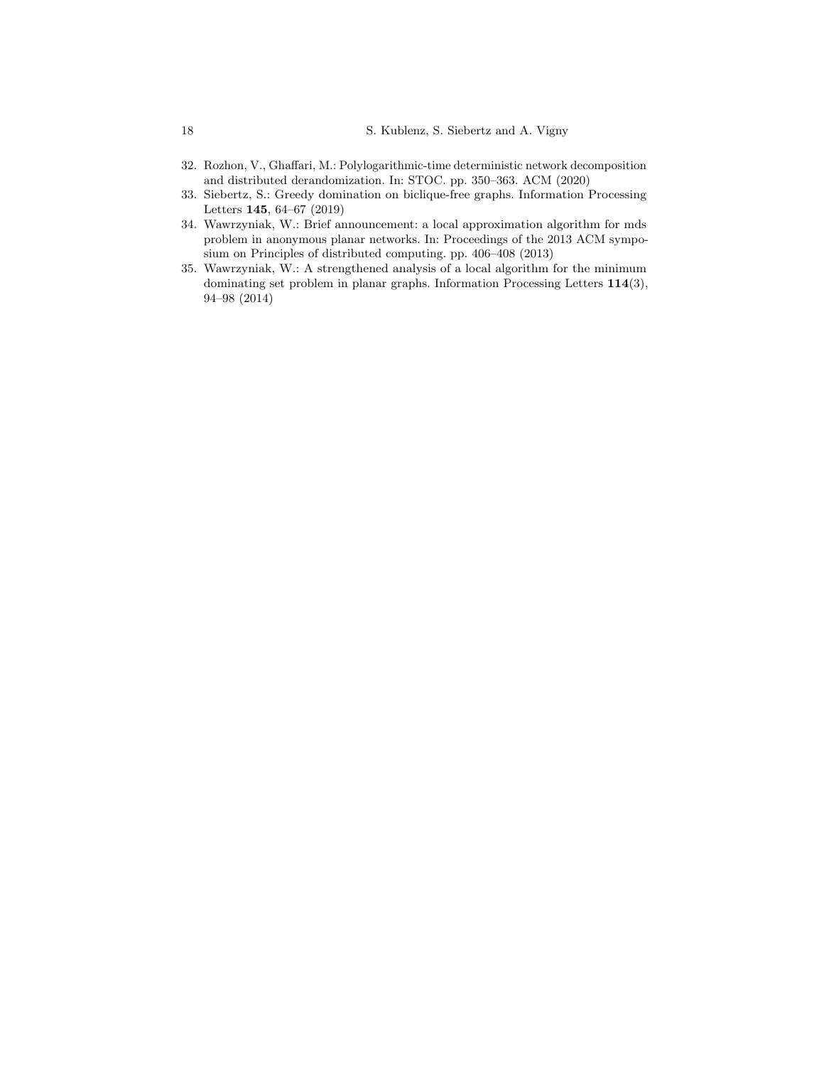32. Rozhon, V., Ghaffari, M.: Polylogarithmic-time deterministic network decomposition and distributed derandomization. In: STOC. pp. 350–363. ACM (2020)
33. Siebertz, S.: Greedy domination on biclique-free graphs. Information Processing Letters **145**, 64–67 (2019)
34. Wawrzyniak, W.: Brief announcement: a local approximation algorithm for mds problem in anonymous planar networks. In: Proceedings of the 2013 ACM symposium on Principles of distributed computing. pp. 406–408 (2013)
35. Wawrzyniak, W.: A strengthened analysis of a local algorithm for the minimum dominating set problem in planar graphs. Information Processing Letters **114**(3), 94–98 (2014)